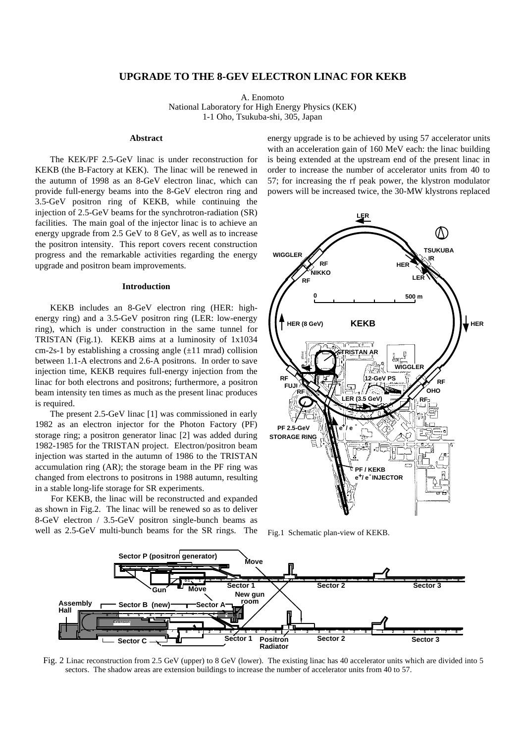# UPGRADE TO THE 8-GEV ELECTRON LINAC FOR KEKB

A. Enomoto
National Laboratory for High Energy Physics (KEK)
1-1 Oho, Tsukuba-shi, 305, Japan

## Abstract

The KEK/PF 2.5-GeV linac is under reconstruction for KEKB (the B-Factory at KEK). The linac will be renewed in the autumn of 1998 as an 8-GeV electron linac, which can provide full-energy beams into the 8-GeV electron ring and 3.5-GeV positron ring of KEKB, while continuing the injection of 2.5-GeV beams for the synchrotron-radiation (SR) facilities. The main goal of the injector linac is to achieve an energy upgrade from 2.5 GeV to 8 GeV, as well as to increase the positron intensity. This report covers recent construction progress and the remarkable activities regarding the energy upgrade and positron beam improvements.

## Introduction

KEKB includes an 8-GeV electron ring (HER: high-energy ring) and a 3.5-GeV positron ring (LER: low-energy ring), which is under construction in the same tunnel for TRISTAN (Fig.1). KEKB aims at a luminosity of 1x1034 cm-2s-1 by establishing a crossing angle (±11 mrad) collision between 1.1-A electrons and 2.6-A positrons. In order to save injection time, KEKB requires full-energy injection from the linac for both electrons and positrons; furthermore, a positron beam intensity ten times as much as the present linac produces is required.

The present 2.5-GeV linac [1] was commissioned in early 1982 as an electron injector for the Photon Factory (PF) storage ring; a positron generator linac [2] was added during 1982-1985 for the TRISTAN project. Electron/positron beam injection was started in the autumn of 1986 to the TRISTAN accumulation ring (AR); the storage beam in the PF ring was changed from electrons to positrons in 1988 autumn, resulting in a stable long-life storage for SR experiments.

For KEKB, the linac will be reconstructed and expanded as shown in Fig.2. The linac will be renewed so as to deliver 8-GeV electron / 3.5-GeV positron single-bunch beams as well as 2.5-GeV multi-bunch beams for the SR rings. The energy upgrade is to be achieved by using 57 accelerator units with an acceleration gain of 160 MeV each: the linac building is being extended at the upstream end of the present linac in order to increase the number of accelerator units from 40 to 57; for increasing the rf peak power, the klystron modulator powers will be increased twice, the 30-MW klystrons replaced

Fig.1 Schematic plan-view of KEKB.

Fig. 2 Linac reconstruction from 2.5 GeV (upper) to 8 GeV (lower). The existing linac has 40 accelerator units which are divided into 5 sectors. The shadow areas are extension buildings to increase the number of accelerator units from 40 to 57.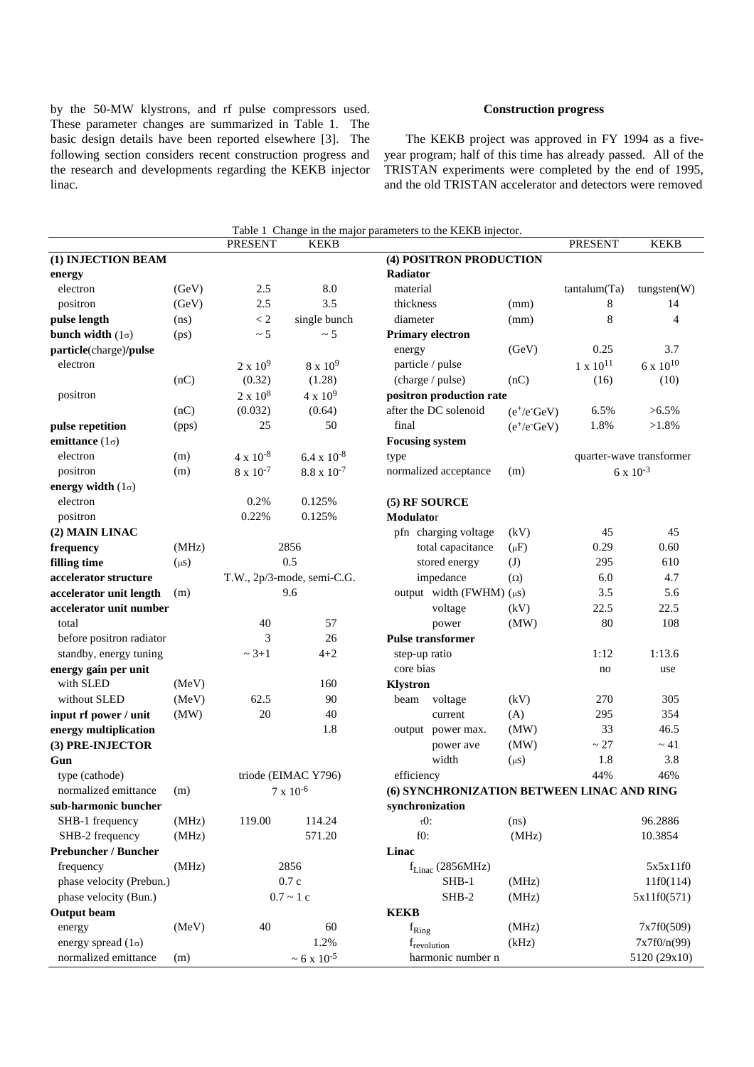by the 50-MW klystrons, and rf pulse compressors used. These parameter changes are summarized in Table 1. The basic design details have been reported elsewhere [3]. The following section considers recent construction progress and the research and developments regarding the KEKB injector linac.

### Construction progress

The KEKB project was approved in FY 1994 as a five-year program; half of this time has already passed. All of the TRISTAN experiments were completed by the end of 1995, and the old TRISTAN accelerator and detectors were removed

Table 1 Change in the major parameters to the KEKB injector.

| | | PRESENT | KEKB | | | PRESENT | KEKB |
|---|---|---|---|---|---|---|---|
| **(1) INJECTION BEAM** | | | | **(4) POSITRON PRODUCTION** | | | |
| **energy** | | | | **Radiator** | | | |
| electron | (GeV) | 2.5 | 8.0 | material | | tantalum(Ta) | tungsten(W) |
| positron | (GeV) | 2.5 | 3.5 | thickness | (mm) | 8 | 14 |
| **pulse length** | (ns) | < 2 | single bunch | diameter | (mm) | 8 | 4 |
| **bunch width** ($1\sigma$) | (ps) | ~ 5 | ~ 5 | **Primary electron** | | | |
| **particle**(charge)**/pulse** | | | | energy | (GeV) | 0.25 | 3.7 |
| electron | | $2 \times 10^9$ | $8 \times 10^9$ | particle / pulse | | $1 \times 10^{11}$ | $6 \times 10^{10}$ |
| | (nC) | (0.32) | (1.28) | (charge / pulse) | (nC) | (16) | (10) |
| positron | | $2 \times 10^8$ | $4 \times 10^9$ | **positron production rate** | | | |
| | (nC) | (0.032) | (0.64) | after the DC solenoid | ($e^+/e^-$GeV) | 6.5% | >6.5% |
| **pulse repetition** | (pps) | 25 | 50 | final | ($e^+/e^-$GeV) | 1.8% | >1.8% |
| **emittance** ($1\sigma$) | | | | **Focusing system** | | | |
| electron | (m) | $4 \times 10^{-8}$ | $6.4 \times 10^{-8}$ | type | | quarter-wave transformer | |
| positron | (m) | $8 \times 10^{-7}$ | $8.8 \times 10^{-7}$ | normalized acceptance | (m) | $6 \times 10^{-3}$ | |
| **energy width** ($1\sigma$) | | | | | | | |
| electron | | 0.2% | 0.125% | **(5) RF SOURCE** | | | |
| positron | | 0.22% | 0.125% | **Modulator** | | | |
| **(2) MAIN LINAC** | | | | pfn charging voltage | (kV) | 45 | 45 |
| **frequency** | (MHz) | 2856 | | total capacitance | ($\mu$F) | 0.29 | 0.60 |
| **filling time** | ($\mu$s) | 0.5 | | stored energy | (J) | 295 | 610 |
| **accelerator structure** | | T.W., 2p/3-mode, semi-C.G. | | impedance | ($\Omega$) | 6.0 | 4.7 |
| **accelerator unit length** | (m) | 9.6 | | output width (FWHM) | ($\mu$s) | 3.5 | 5.6 |
| **accelerator unit number** | | | | voltage | (kV) | 22.5 | 22.5 |
| total | | 40 | 57 | power | (MW) | 80 | 108 |
| before positron radiator | | 3 | 26 | **Pulse transformer** | | | |
| standby, energy tuning | | ~ 3+1 | 4+2 | step-up ratio | | 1:12 | 1:13.6 |
| **energy gain per unit** | | | | core bias | | no | use |
| with SLED | (MeV) | | 160 | **Klystron** | | | |
| without SLED | (MeV) | 62.5 | 90 | beam voltage | (kV) | 270 | 305 |
| **input rf power / unit** | (MW) | 20 | 40 | current | (A) | 295 | 354 |
| **energy multiplication** | | | 1.8 | output power max. | (MW) | 33 | 46.5 |
| **(3) PRE-INJECTOR** | | | | power ave | (MW) | ~ 27 | ~ 41 |
| **Gun** | | | | width | ($\mu$s) | 1.8 | 3.8 |
| type (cathode) | | triode (EIMAC Y796) | | efficiency | | 44% | 46% |
| normalized emittance | (m) | $7 \times 10^{-6}$ | | **(6) SYNCHRONIZATION BETWEEN LINAC AND RING** | | | |
| **sub-harmonic buncher** | | | | **synchronization** | | | |
| SHB-1 frequency | (MHz) | 119.00 | 114.24 | $\tau$0: | (ns) | | 96.2886 |
| SHB-2 frequency | (MHz) | | 571.20 | f0: | (MHz) | | 10.3854 |
| **Prebuncher / Buncher** | | | | **Linac** | | | |
| frequency | (MHz) | 2856 | | $f_{Linac}$ (2856MHz) | | | 5x5x11f0 |
| phase velocity (Prebun.) | | 0.7 c | | SHB-1 | (MHz) | | 11f0(114) |
| phase velocity (Bun.) | | 0.7 ~ 1 c | | SHB-2 | (MHz) | | 5x11f0(571) |
| **Output beam** | | | | **KEKB** | | | |
| energy | (MeV) | 40 | 60 | $f_{Ring}$ | (MHz) | | 7x7f0(509) |
| energy spread ($1\sigma$) | | | 1.2% | $f_{revolution}$ | (kHz) | | 7x7f0/n(99) |
| normalized emittance | (m) | | ~ $6 \times 10^{-5}$ | harmonic number n | | | 5120 (29x10) |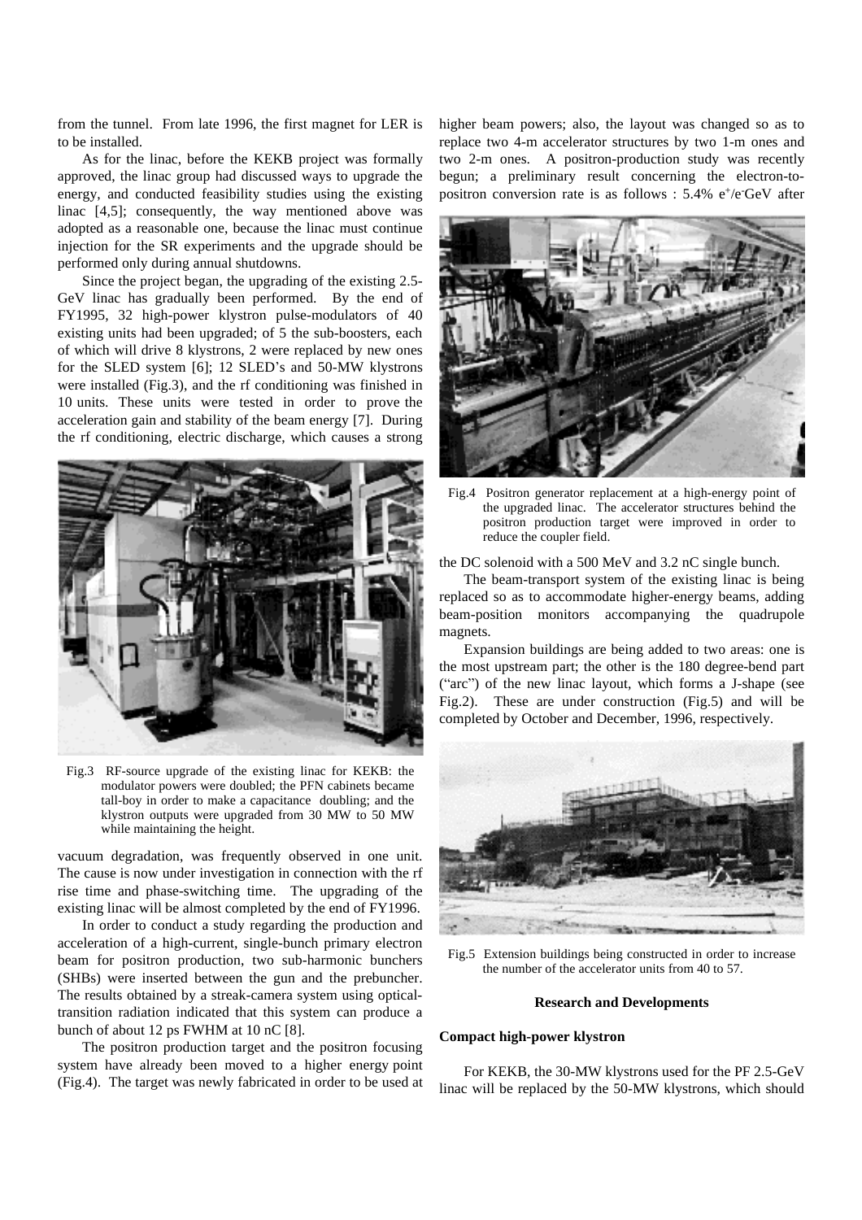from the tunnel. From late 1996, the first magnet for LER is to be installed.

As for the linac, before the KEKB project was formally approved, the linac group had discussed ways to upgrade the energy, and conducted feasibility studies using the existing linac [4,5]; consequently, the way mentioned above was adopted as a reasonable one, because the linac must continue injection for the SR experiments and the upgrade should be performed only during annual shutdowns.

Since the project began, the upgrading of the existing 2.5-GeV linac has gradually been performed. By the end of FY1995, 32 high-power klystron pulse-modulators of 40 existing units had been upgraded; of 5 the sub-boosters, each of which will drive 8 klystrons, 2 were replaced by new ones for the SLED system [6]; 12 SLED's and 50-MW klystrons were installed (Fig.3), and the rf conditioning was finished in 10 units. These units were tested in order to prove the acceleration gain and stability of the beam energy [7]. During the rf conditioning, electric discharge, which causes a strong vacuum degradation, was frequently observed in one unit. The cause is now under investigation in connection with the rf rise time and phase-switching time. The upgrading of the existing linac will be almost completed by the end of FY1996.

Fig.3 RF-source upgrade of the existing linac for KEKB: the modulator powers were doubled; the PFN cabinets became tall-boy in order to make a capacitance doubling; and the klystron outputs were upgraded from 30 MW to 50 MW while maintaining the height.

In order to conduct a study regarding the production and acceleration of a high-current, single-bunch primary electron beam for positron production, two sub-harmonic bunchers (SHBs) were inserted between the gun and the prebuncher. The results obtained by a streak-camera system using optical-transition radiation indicated that this system can produce a bunch of about 12 ps FWHM at 10 nC [8].

The positron production target and the positron focusing system have already been moved to a higher energy point (Fig.4). The target was newly fabricated in order to be used at higher beam powers; also, the layout was changed so as to replace two 4-m accelerator structures by two 1-m ones and two 2-m ones. A positron-production study was recently begun; a preliminary result concerning the electron-to-positron conversion rate is as follows : 5.4% $e^+/e^-$GeV after the DC solenoid with a 500 MeV and 3.2 nC single bunch.

Fig.4 Positron generator replacement at a high-energy point of the upgraded linac. The accelerator structures behind the positron production target were improved in order to reduce the coupler field.

The beam-transport system of the existing linac is being replaced so as to accommodate higher-energy beams, adding beam-position monitors accompanying the quadrupole magnets.

Expansion buildings are being added to two areas: one is the most upstream part; the other is the 180 degree-bend part ("arc") of the new linac layout, which forms a J-shape (see Fig.2). These are under construction (Fig.5) and will be completed by October and December, 1996, respectively.

Fig.5 Extension buildings being constructed in order to increase the number of the accelerator units from 40 to 57.

## Research and Developments

### Compact high-power klystron

For KEKB, the 30-MW klystrons used for the PF 2.5-GeV linac will be replaced by the 50-MW klystrons, which should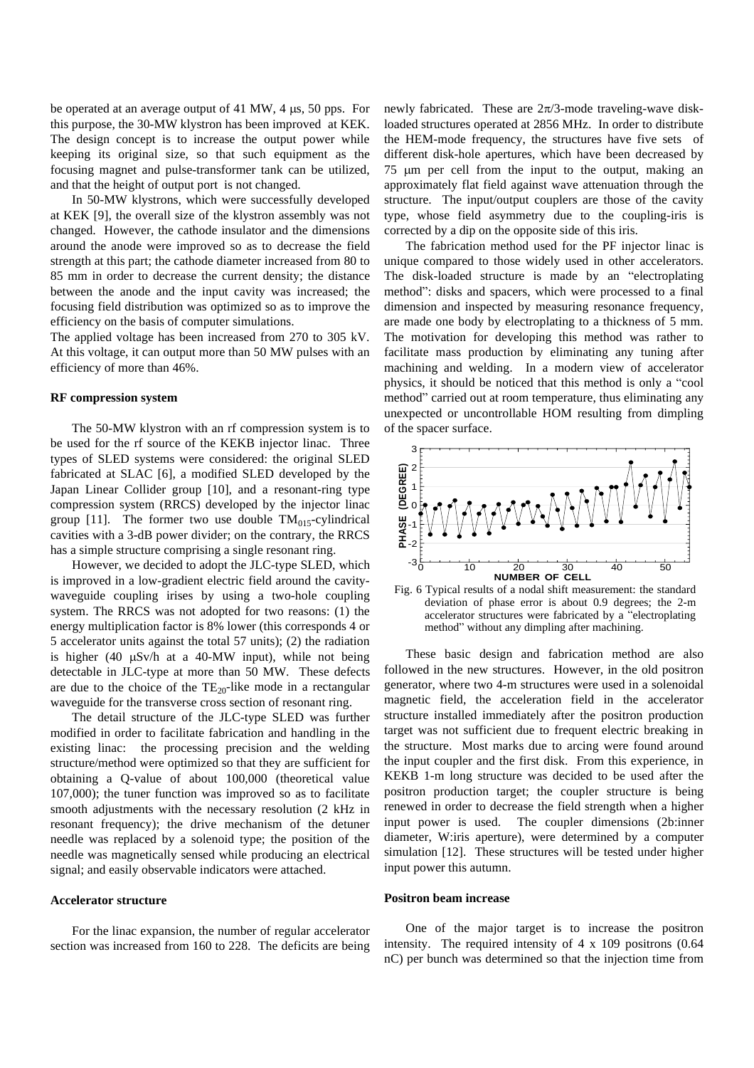be operated at an average output of 41 MW, 4 μs, 50 pps. For this purpose, the 30-MW klystron has been improved at KEK. The design concept is to increase the output power while keeping its original size, so that such equipment as the focusing magnet and pulse-transformer tank can be utilized, and that the height of output port is not changed.

In 50-MW klystrons, which were successfully developed at KEK [9], the overall size of the klystron assembly was not changed. However, the cathode insulator and the dimensions around the anode were improved so as to decrease the field strength at this part; the cathode diameter increased from 80 to 85 mm in order to decrease the current density; the distance between the anode and the input cavity was increased; the focusing field distribution was optimized so as to improve the efficiency on the basis of computer simulations.

The applied voltage has been increased from 270 to 305 kV. At this voltage, it can output more than 50 MW pulses with an efficiency of more than 46%.

**RF compression system**

The 50-MW klystron with an rf compression system is to be used for the rf source of the KEKB injector linac. Three types of SLED systems were considered: the original SLED fabricated at SLAC [6], a modified SLED developed by the Japan Linear Collider group [10], and a resonant-ring type compression system (RRCS) developed by the injector linac group [11]. The former two use double $TM_{015}$-cylindrical cavities with a 3-dB power divider; on the contrary, the RRCS has a simple structure comprising a single resonant ring.

However, we decided to adopt the JLC-type SLED, which is improved in a low-gradient electric field around the cavity-waveguide coupling irises by using a two-hole coupling system. The RRCS was not adopted for two reasons: (1) the energy multiplication factor is 8% lower (this corresponds 4 or 5 accelerator units against the total 57 units); (2) the radiation is higher (40 μSv/h at a 40-MW input), while not being detectable in JLC-type at more than 50 MW. These defects are due to the choice of the $TE_{20}$-like mode in a rectangular waveguide for the transverse cross section of resonant ring.

The detail structure of the JLC-type SLED was further modified in order to facilitate fabrication and handling in the existing linac: the processing precision and the welding structure/method were optimized so that they are sufficient for obtaining a Q-value of about 100,000 (theoretical value 107,000); the tuner function was improved so as to facilitate smooth adjustments with the necessary resolution (2 kHz in resonant frequency); the drive mechanism of the detuner needle was replaced by a solenoid type; the position of the needle was magnetically sensed while producing an electrical signal; and easily observable indicators were attached.

**Accelerator structure**

For the linac expansion, the number of regular accelerator section was increased from 160 to 228. The deficits are being newly fabricated. These are $2\pi/3$-mode traveling-wave disk-loaded structures operated at 2856 MHz. In order to distribute the HEM-mode frequency, the structures have five sets of different disk-hole apertures, which have been decreased by 75 μm per cell from the input to the output, making an approximately flat field against wave attenuation through the structure. The input/output couplers are those of the cavity type, whose field asymmetry due to the coupling-iris is corrected by a dip on the opposite side of this iris.

The fabrication method used for the PF injector linac is unique compared to those widely used in other accelerators. The disk-loaded structure is made by an "electroplating method": disks and spacers, which were processed to a final dimension and inspected by measuring resonance frequency, are made one body by electroplating to a thickness of 5 mm. The motivation for developing this method was rather to facilitate mass production by eliminating any tuning after machining and welding. In a modern view of accelerator physics, it should be noticed that this method is only a "cool method" carried out at room temperature, thus eliminating any unexpected or uncontrollable HOM resulting from dimpling of the spacer surface.

Fig. 6 Typical results of a nodal shift measurement: the standard deviation of phase error is about 0.9 degrees; the 2-m accelerator structures were fabricated by a "electroplating method" without any dimpling after machining.

These basic design and fabrication method are also followed in the new structures. However, in the old positron generator, where two 4-m structures were used in a solenoidal magnetic field, the acceleration field in the accelerator structure installed immediately after the positron production target was not sufficient due to frequent electric breaking in the structure. Most marks due to arcing were found around the input coupler and the first disk. From this experience, in KEKB 1-m long structure was decided to be used after the positron production target; the coupler structure is being renewed in order to decrease the field strength when a higher input power is used. The coupler dimensions (2b:inner diameter, W:iris aperture), were determined by a computer simulation [12]. These structures will be tested under higher input power this autumn.

**Positron beam increase**

One of the major target is to increase the positron intensity. The required intensity of 4 x 109 positrons (0.64 nC) per bunch was determined so that the injection time from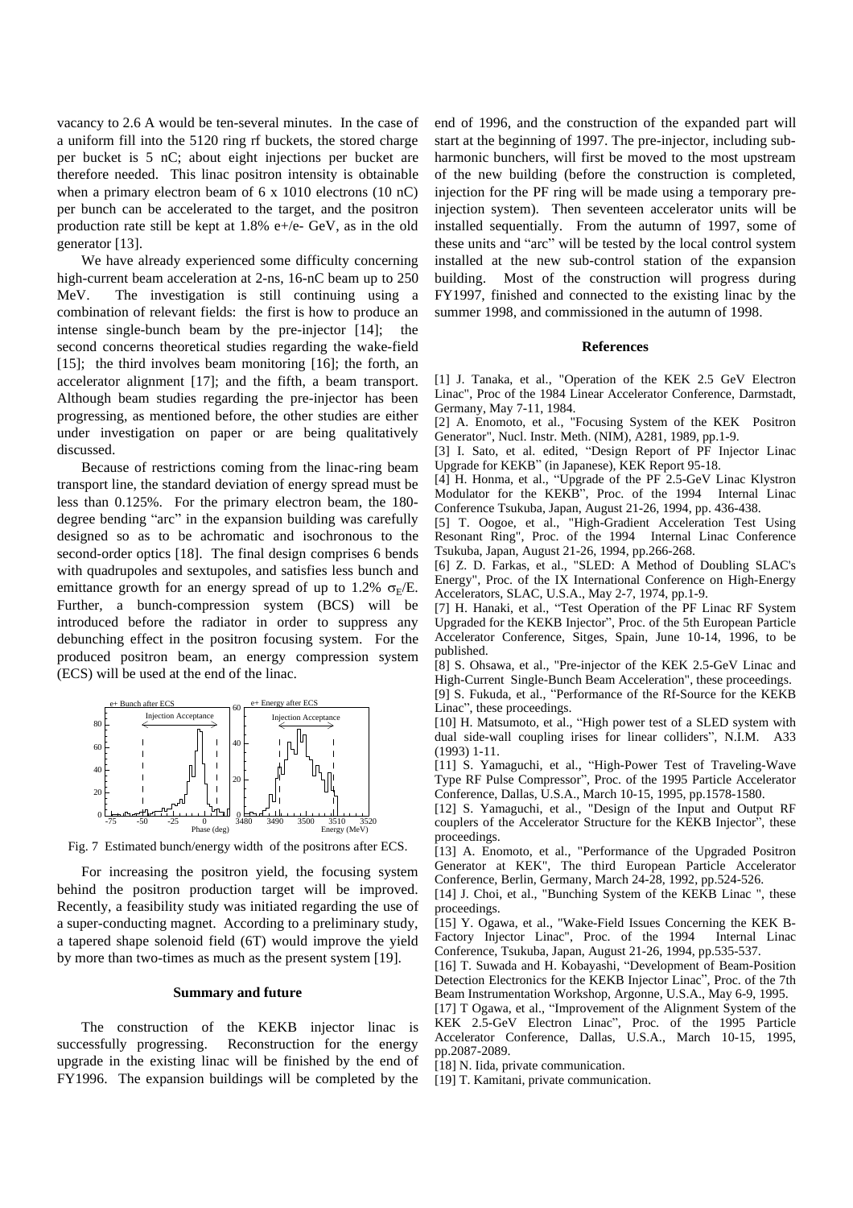vacancy to 2.6 A would be ten-several minutes. In the case of a uniform fill into the 5120 ring rf buckets, the stored charge per bucket is 5 nC; about eight injections per bucket are therefore needed. This linac positron intensity is obtainable when a primary electron beam of 6 x 1010 electrons (10 nC) per bunch can be accelerated to the target, and the positron production rate still be kept at 1.8% e+/e- GeV, as in the old generator [13].

We have already experienced some difficulty concerning high-current beam acceleration at 2-ns, 16-nC beam up to 250 MeV. The investigation is still continuing using a combination of relevant fields: the first is how to produce an intense single-bunch beam by the pre-injector [14]; the second concerns theoretical studies regarding the wake-field [15]; the third involves beam monitoring [16]; the forth, an accelerator alignment [17]; and the fifth, a beam transport. Although beam studies regarding the pre-injector has been progressing, as mentioned before, the other studies are either under investigation on paper or are being qualitatively discussed.

Because of restrictions coming from the linac-ring beam transport line, the standard deviation of energy spread must be less than 0.125%. For the primary electron beam, the 180-degree bending "arc" in the expansion building was carefully designed so as to be achromatic and isochronous to the second-order optics [18]. The final design comprises 6 bends with quadrupoles and sextupoles, and satisfies less bunch and emittance growth for an energy spread of up to 1.2% $\sigma_E/E$. Further, a bunch-compression system (BCS) will be introduced before the radiator in order to suppress any debunching effect in the positron focusing system. For the produced positron beam, an energy compression system (ECS) will be used at the end of the linac.

e+ Bunch after ECS
Injection Acceptance
0 20 40 60 80
-75 -50 -25 0
Phase (deg)

e+ Energy after ECS
Injection Acceptance
0 20 40 60
3480 3490 3500 3510 3520
Energy (MeV)

Fig. 7 Estimated bunch/energy width of the positrons after ECS.

For increasing the positron yield, the focusing system behind the positron production target will be improved. Recently, a feasibility study was initiated regarding the use of a super-conducting magnet. According to a preliminary study, a tapered shape solenoid field (6T) would improve the yield by more than two-times as much as the present system [19].

## Summary and future

The construction of the KEKB injector linac is successfully progressing. Reconstruction for the energy upgrade in the existing linac will be finished by the end of FY1996. The expansion buildings will be completed by the end of 1996, and the construction of the expanded part will start at the beginning of 1997. The pre-injector, including sub-harmonic bunchers, will first be moved to the most upstream of the new building (before the construction is completed, injection for the PF ring will be made using a temporary pre-injection system). Then seventeen accelerator units will be installed sequentially. From the autumn of 1997, some of these units and "arc" will be tested by the local control system installed at the new sub-control station of the expansion building. Most of the construction will progress during FY1997, finished and connected to the existing linac by the summer 1998, and commissioned in the autumn of 1998.

## References

[1] J. Tanaka, et al., "Operation of the KEK 2.5 GeV Electron Linac", Proc of the 1984 Linear Accelerator Conference, Darmstadt, Germany, May 7-11, 1984.

[2] A. Enomoto, et al., "Focusing System of the KEK Positron Generator", Nucl. Instr. Meth. (NIM), A281, 1989, pp.1-9.

[3] I. Sato, et al. edited, "Design Report of PF Injector Linac Upgrade for KEKB" (in Japanese), KEK Report 95-18.

[4] H. Honma, et al., "Upgrade of the PF 2.5-GeV Linac Klystron Modulator for the KEKB", Proc. of the 1994 Internal Linac Conference Tsukuba, Japan, August 21-26, 1994, pp. 436-438.

[5] T. Oogoe, et al., "High-Gradient Acceleration Test Using Resonant Ring", Proc. of the 1994 Internal Linac Conference Tsukuba, Japan, August 21-26, 1994, pp.266-268.

[6] Z. D. Farkas, et al., "SLED: A Method of Doubling SLAC's Energy", Proc. of the IX International Conference on High-Energy Accelerators, SLAC, U.S.A., May 2-7, 1974, pp.1-9.

[7] H. Hanaki, et al., "Test Operation of the PF Linac RF System Upgraded for the KEKB Injector", Proc. of the 5th European Particle Accelerator Conference, Sitges, Spain, June 10-14, 1996, to be published.

[8] S. Ohsawa, et al., "Pre-injector of the KEK 2.5-GeV Linac and High-Current Single-Bunch Beam Acceleration", these proceedings.

[9] S. Fukuda, et al., "Performance of the Rf-Source for the KEKB Linac", these proceedings.

[10] H. Matsumoto, et al., "High power test of a SLED system with dual side-wall coupling irises for linear colliders", N.I.M. A33 (1993) 1-11.

[11] S. Yamaguchi, et al., "High-Power Test of Traveling-Wave Type RF Pulse Compressor", Proc. of the 1995 Particle Accelerator Conference, Dallas, U.S.A., March 10-15, 1995, pp.1578-1580.

[12] S. Yamaguchi, et al., "Design of the Input and Output RF couplers of the Accelerator Structure for the KEKB Injector", these proceedings.

[13] A. Enomoto, et al., "Performance of the Upgraded Positron Generator at KEK", The third European Particle Accelerator Conference, Berlin, Germany, March 24-28, 1992, pp.524-526.

[14] J. Choi, et al., "Bunching System of the KEKB Linac ", these proceedings.

[15] Y. Ogawa, et al., "Wake-Field Issues Concerning the KEK B-Factory Injector Linac", Proc. of the 1994 Internal Linac Conference, Tsukuba, Japan, August 21-26, 1994, pp.535-537.

[16] T. Suwada and H. Kobayashi, "Development of Beam-Position Detection Electronics for the KEKB Injector Linac", Proc. of the 7th Beam Instrumentation Workshop, Argonne, U.S.A., May 6-9, 1995.

[17] T Ogawa, et al., "Improvement of the Alignment System of the KEK 2.5-GeV Electron Linac", Proc. of the 1995 Particle Accelerator Conference, Dallas, U.S.A., March 10-15, 1995, pp.2087-2089.

[18] N. Iida, private communication.

[19] T. Kamitani, private communication.